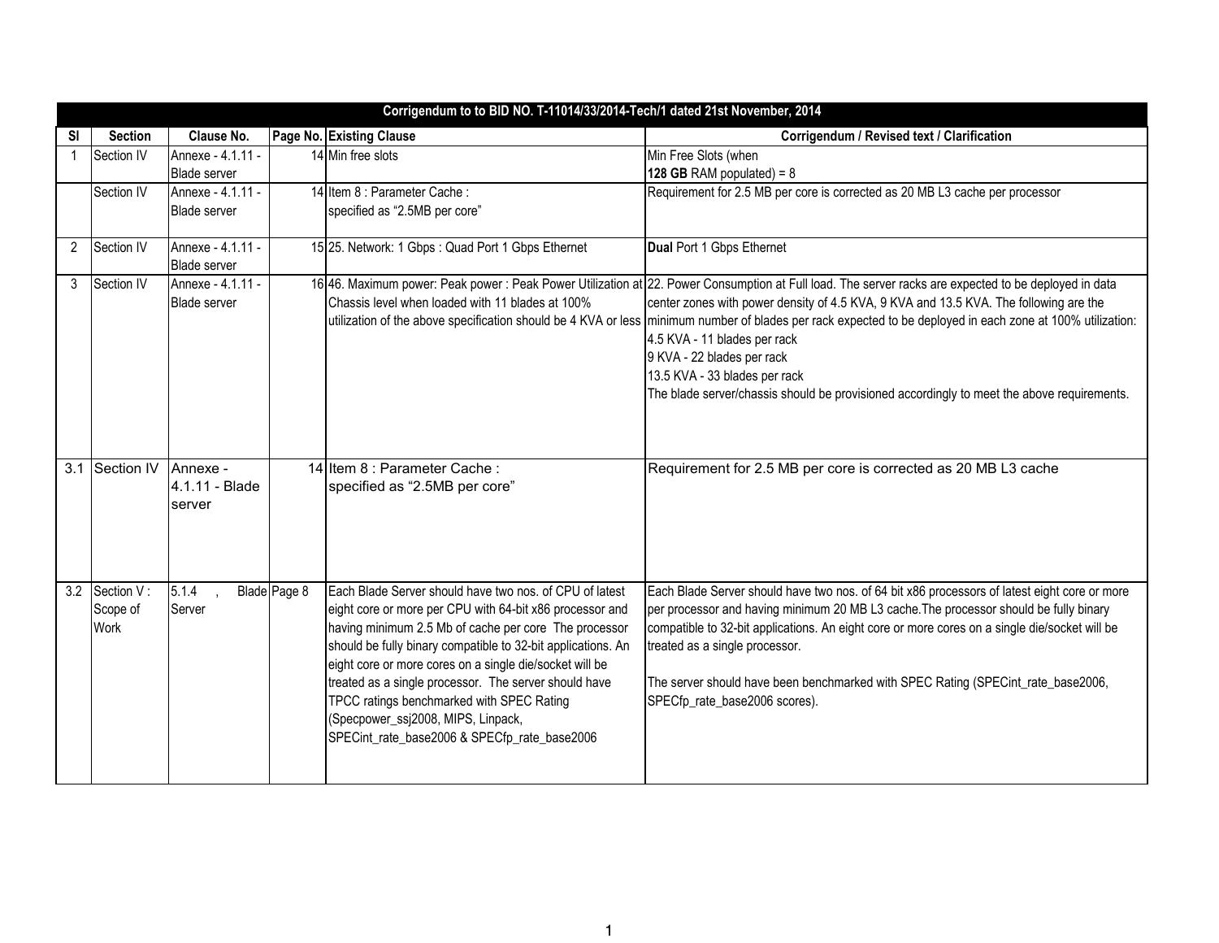| Corrigendum to to BID NO. T-11014/33/2014-Tech/1 dated 21st November, 2014 | | | | | |
|---|---|---|---|---|---|
| Sl | Section | Clause No. | Page No. | Existing Clause | Corrigendum / Revised text / Clarification |
| 1 | Section IV | Annexe - 4.1.11 - Blade server | 14 | Min free slots | Min Free Slots (when **128 GB** RAM populated) = 8 |
| | Section IV | Annexe - 4.1.11 - Blade server | 14 | Item 8 : Parameter Cache : specified as "2.5MB per core" | Requirement for 2.5 MB per core is corrected as 20 MB L3 cache per processor |
| 2 | Section IV | Annexe - 4.1.11 - Blade server | 15 | 25. Network: 1 Gbps : Quad Port 1 Gbps Ethernet | **Dual** Port 1 Gbps Ethernet |
| 3 | Section IV | Annexe - 4.1.11 - Blade server | 16 | 46. Maximum power: Peak power : Peak Power Utilization at Chassis level when loaded with 11 blades at 100% utilization of the above specification should be 4 KVA or less | 22. Power Consumption at Full load. The server racks are expected to be deployed in data center zones with power density of 4.5 KVA, 9 KVA and 13.5 KVA. The following are the minimum number of blades per rack expected to be deployed in each zone at 100% utilization:<br>4.5 KVA - 11 blades per rack<br>9 KVA - 22 blades per rack<br>13.5 KVA - 33 blades per rack<br>The blade server/chassis should be provisioned accordingly to meet the above requirements. |
| 3.1 | Section IV | Annexe - 4.1.11 - Blade server | 14 | Item 8 : Parameter Cache : specified as "2.5MB per core" | Requirement for 2.5 MB per core is corrected as 20 MB L3 cache |
| 3.2 | Section V : Scope of Work | 5.1.4 , Blade Server | Page 8 | Each Blade Server should have two nos. of CPU of latest eight core or more per CPU with 64-bit x86 processor and having minimum 2.5 Mb of cache per core The processor should be fully binary compatible to 32-bit applications. An eight core or more cores on a single die/socket will be treated as a single processor. The server should have TPCC ratings benchmarked with SPEC Rating (Specpower_ssj2008, MIPS, Linpack, SPECint_rate_base2006 & SPECfp_rate_base2006 | Each Blade Server should have two nos. of 64 bit x86 processors of latest eight core or more per processor and having minimum 20 MB L3 cache.The processor should be fully binary compatible to 32-bit applications. An eight core or more cores on a single die/socket will be treated as a single processor.<br><br>The server should have been benchmarked with SPEC Rating (SPECint_rate_base2006, SPECfp_rate_base2006 scores). |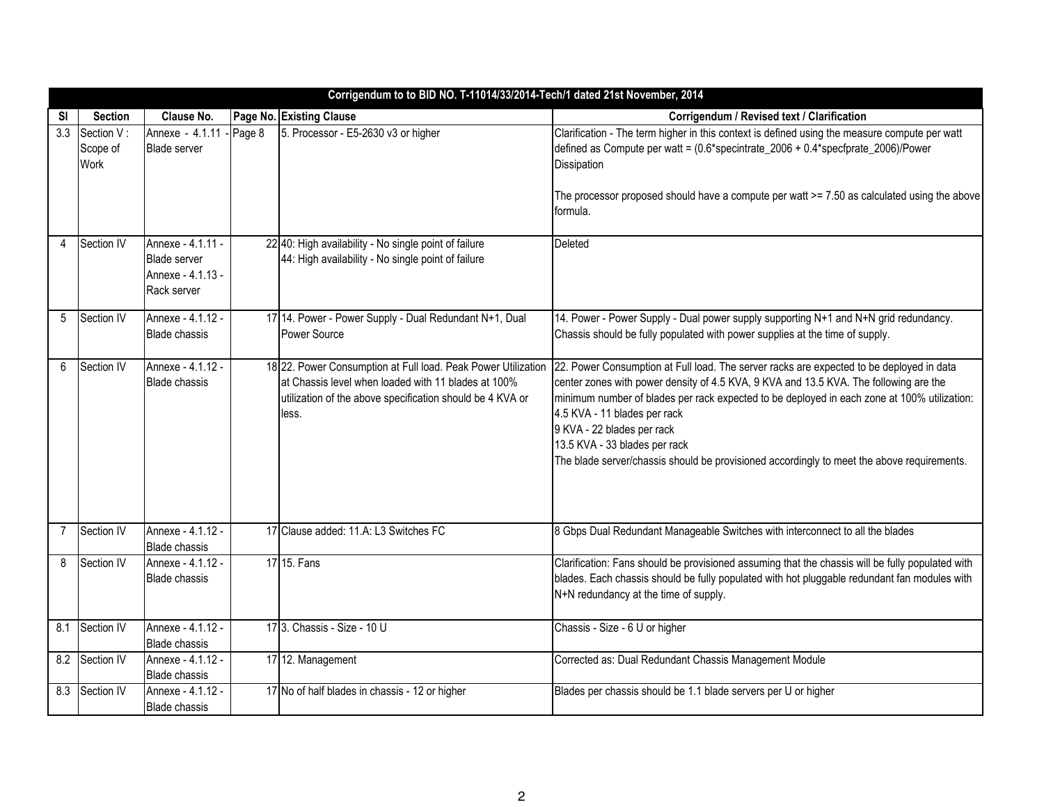| Corrigendum to to BID NO. T-11014/33/2014-Tech/1 dated 21st November, 2014 | | | | | |
|---|---|---|---|---|---|
| **Sl** | **Section** | **Clause No.** | **Page No.** | **Existing Clause** | **Corrigendum / Revised text / Clarification** |
| 3.3 | Section V : Scope of Work | Annexe - 4.1.11 - Blade server | Page 8 | 5. Processor - E5-2630 v3 or higher | Clarification - The term higher in this context is defined using the measure compute per watt defined as Compute per watt = (0.6*specintrate_2006 + 0.4*specfprate_2006)/Power Dissipation<br><br>The processor proposed should have a compute per watt >= 7.50 as calculated using the above formula. |
| 4 | Section IV | Annexe - 4.1.11 - Blade server Annexe - 4.1.13 - Rack server | 22 | 40: High availability - No single point of failure<br>44: High availability - No single point of failure | Deleted |
| 5 | Section IV | Annexe - 4.1.12 - Blade chassis | 17 | 14. Power - Power Supply - Dual Redundant N+1, Dual Power Source | 14. Power - Power Supply - Dual power supply supporting N+1 and N+N grid redundancy. Chassis should be fully populated with power supplies at the time of supply. |
| 6 | Section IV | Annexe - 4.1.12 - Blade chassis | 18 | 22. Power Consumption at Full load. Peak Power Utilization at Chassis level when loaded with 11 blades at 100% utilization of the above specification should be 4 KVA or less. | 22. Power Consumption at Full load. The server racks are expected to be deployed in data center zones with power density of 4.5 KVA, 9 KVA and 13.5 KVA. The following are the minimum number of blades per rack expected to be deployed in each zone at 100% utilization:<br>4.5 KVA - 11 blades per rack<br>9 KVA - 22 blades per rack<br>13.5 KVA - 33 blades per rack<br>The blade server/chassis should be provisioned accordingly to meet the above requirements. |
| 7 | Section IV | Annexe - 4.1.12 - Blade chassis | 17 | Clause added: 11.A: L3 Switches FC | 8 Gbps Dual Redundant Manageable Switches with interconnect to all the blades |
| 8 | Section IV | Annexe - 4.1.12 - Blade chassis | 17 | 15. Fans | Clarification: Fans should be provisioned assuming that the chassis will be fully populated with blades. Each chassis should be fully populated with hot pluggable redundant fan modules with N+N redundancy at the time of supply. |
| 8.1 | Section IV | Annexe - 4.1.12 - Blade chassis | 17 | 3. Chassis - Size - 10 U | Chassis - Size - 6 U or higher |
| 8.2 | Section IV | Annexe - 4.1.12 - Blade chassis | 17 | 12. Management | Corrected as: Dual Redundant Chassis Management Module |
| 8.3 | Section IV | Annexe - 4.1.12 - Blade chassis | 17 | No of half blades in chassis - 12 or higher | Blades per chassis should be 1.1 blade servers per U or higher |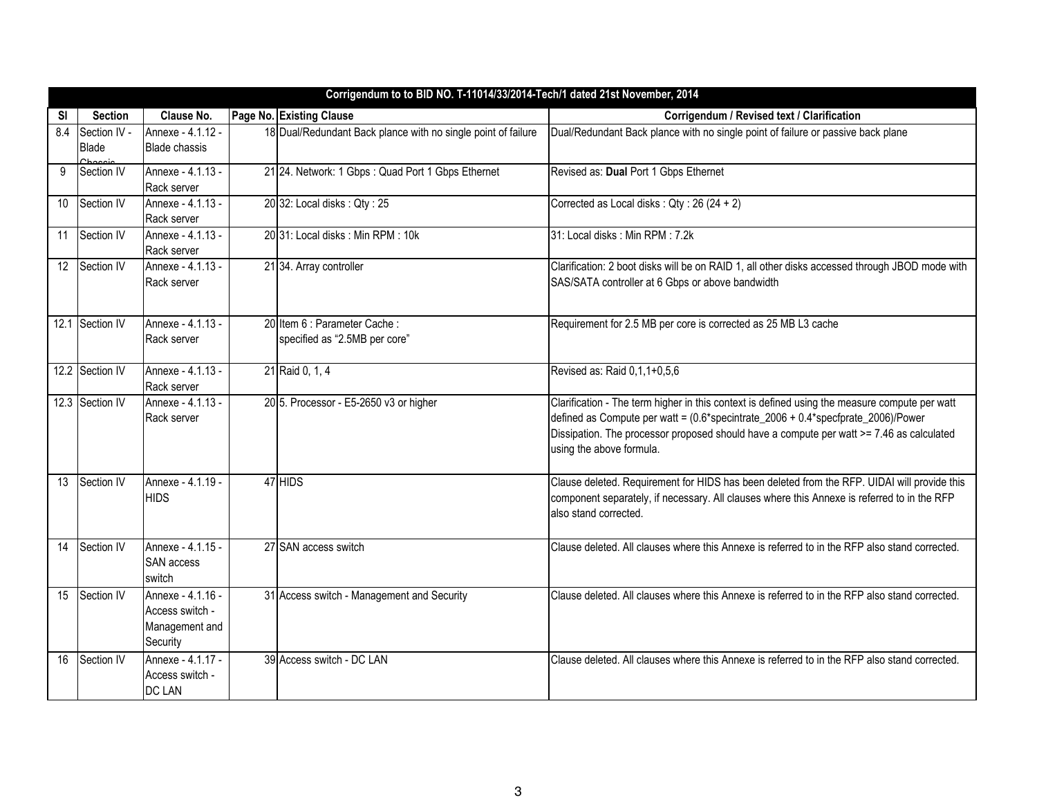| Corrigendum to to BID NO. T-11014/33/2014-Tech/1 dated 21st November, 2014 | | | | | |
|---|---|---|---|---|---|
| **Sl** | **Section** | **Clause No.** | **Page No.** | **Existing Clause** | **Corrigendum / Revised text / Clarification** |
| 8.4 | Section IV - Blade Chassis | Annexe - 4.1.12 - Blade chassis | 18 | Dual/Redundant Back plance with no single point of failure | Dual/Redundant Back plance with no single point of failure or passive back plane |
| 9 | Section IV | Annexe - 4.1.13 - Rack server | 21 | 24. Network: 1 Gbps : Quad Port 1 Gbps Ethernet | Revised as: **Dual** Port 1 Gbps Ethernet |
| 10 | Section IV | Annexe - 4.1.13 - Rack server | 20 | 32: Local disks : Qty : 25 | Corrected as Local disks : Qty : 26 (24 + 2) |
| 11 | Section IV | Annexe - 4.1.13 - Rack server | 20 | 31: Local disks : Min RPM : 10k | 31: Local disks : Min RPM : 7.2k |
| 12 | Section IV | Annexe - 4.1.13 - Rack server | 21 | 34. Array controller | Clarification: 2 boot disks will be on RAID 1, all other disks accessed through JBOD mode with SAS/SATA controller at 6 Gbps or above bandwidth |
| 12.1 | Section IV | Annexe - 4.1.13 - Rack server | 20 | Item 6 : Parameter Cache : specified as "2.5MB per core" | Requirement for 2.5 MB per core is corrected as 25 MB L3 cache |
| 12.2 | Section IV | Annexe - 4.1.13 - Rack server | 21 | Raid 0, 1, 4 | Revised as: Raid 0,1,1+0,5,6 |
| 12.3 | Section IV | Annexe - 4.1.13 - Rack server | 20 | 5. Processor - E5-2650 v3 or higher | Clarification - The term higher in this context is defined using the measure compute per watt defined as Compute per watt = (0.6*specintrate_2006 + 0.4*specfprate_2006)/Power Dissipation. The processor proposed should have a compute per watt >= 7.46 as calculated using the above formula. |
| 13 | Section IV | Annexe - 4.1.19 - HIDS | 47 | HIDS | Clause deleted. Requirement for HIDS has been deleted from the RFP. UIDAI will provide this component separately, if necessary. All clauses where this Annexe is referred to in the RFP also stand corrected. |
| 14 | Section IV | Annexe - 4.1.15 - SAN access switch | 27 | SAN access switch | Clause deleted. All clauses where this Annexe is referred to in the RFP also stand corrected. |
| 15 | Section IV | Annexe - 4.1.16 - Access switch - Management and Security | 31 | Access switch - Management and Security | Clause deleted. All clauses where this Annexe is referred to in the RFP also stand corrected. |
| 16 | Section IV | Annexe - 4.1.17 - Access switch - DC LAN | 39 | Access switch - DC LAN | Clause deleted. All clauses where this Annexe is referred to in the RFP also stand corrected. |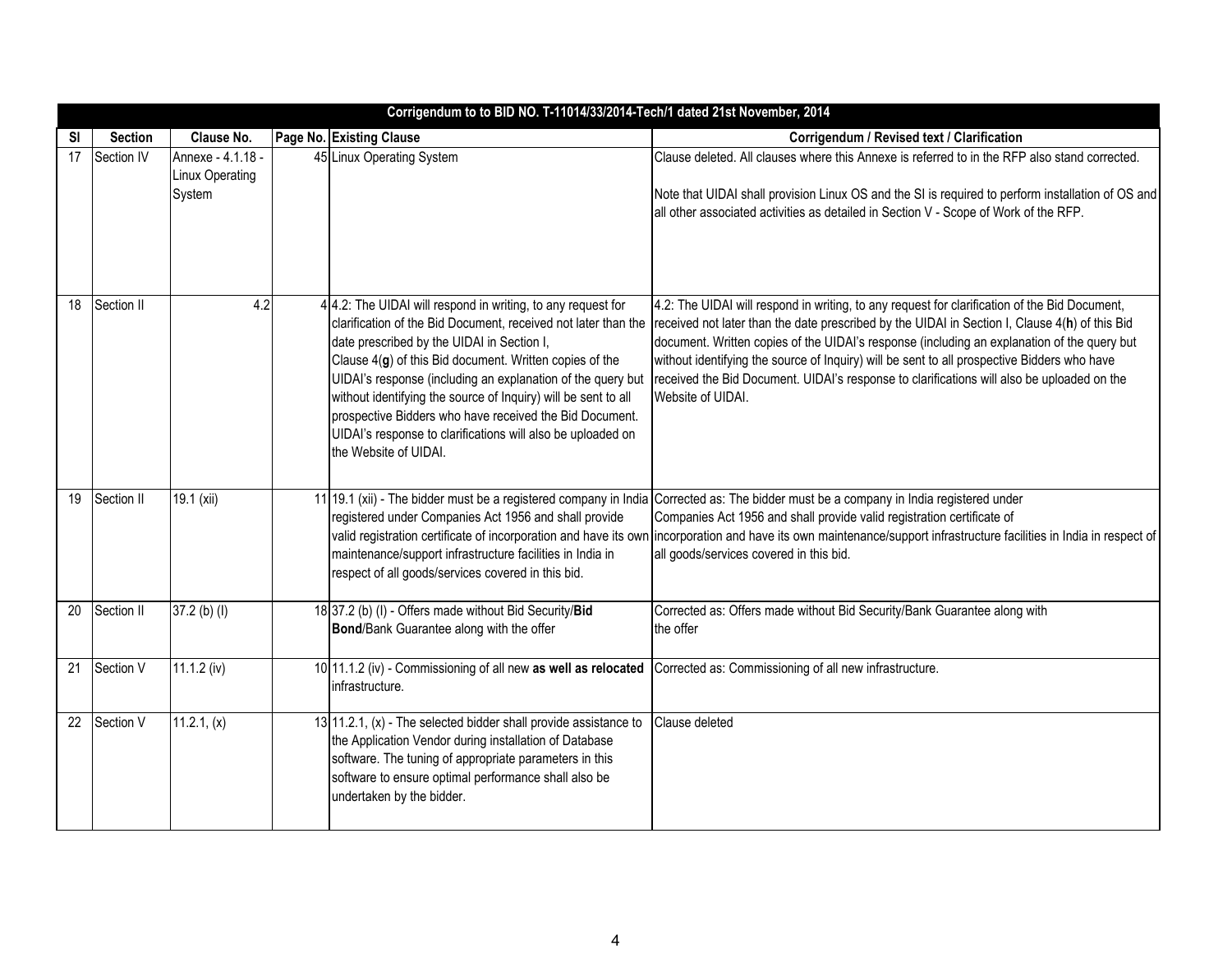| Corrigendum to to BID NO. T-11014/33/2014-Tech/1 dated 21st November, 2014 | | | | | |
|---|---|---|---|---|---|
| **Sl** | **Section** | **Clause No.** | **Page No.** | **Existing Clause** | **Corrigendum / Revised text / Clarification** |
| 17 | Section IV | Annexe - 4.1.18 - Linux Operating System | 45 | Linux Operating System | Clause deleted. All clauses where this Annexe is referred to in the RFP also stand corrected.<br><br>Note that UIDAI shall provision Linux OS and the SI is required to perform installation of OS and all other associated activities as detailed in Section V - Scope of Work of the RFP. |
| 18 | Section II | 4.2 | 4 | 4.2: The UIDAI will respond in writing, to any request for clarification of the Bid Document, received not later than the date prescribed by the UIDAI in Section I, Clause 4(**g**) of this Bid document. Written copies of the UIDAI's response (including an explanation of the query but without identifying the source of Inquiry) will be sent to all prospective Bidders who have received the Bid Document. UIDAI's response to clarifications will also be uploaded on the Website of UIDAI. | 4.2: The UIDAI will respond in writing, to any request for clarification of the Bid Document, received not later than the date prescribed by the UIDAI in Section I, Clause 4(**h**) of this Bid document. Written copies of the UIDAI's response (including an explanation of the query but without identifying the source of Inquiry) will be sent to all prospective Bidders who have received the Bid Document. UIDAI's response to clarifications will also be uploaded on the Website of UIDAI. |
| 19 | Section II | 19.1 (xii) | 11 | 19.1 (xii) - The bidder must be a registered company in India registered under Companies Act 1956 and shall provide valid registration certificate of incorporation and have its own maintenance/support infrastructure facilities in India in respect of all goods/services covered in this bid. | Corrected as: The bidder must be a company in India registered under Companies Act 1956 and shall provide valid registration certificate of incorporation and have its own maintenance/support infrastructure facilities in India in respect of all goods/services covered in this bid. |
| 20 | Section II | 37.2 (b) (I) | 18 | 37.2 (b) (I) - Offers made without Bid Security/**Bid Bond**/Bank Guarantee along with the offer | Corrected as: Offers made without Bid Security/Bank Guarantee along with the offer |
| 21 | Section V | 11.1.2 (iv) | 10 | 11.1.2 (iv) - Commissioning of all new **as well as relocated** infrastructure. | Corrected as: Commissioning of all new infrastructure. |
| 22 | Section V | 11.2.1, (x) | 13 | 11.2.1, (x) - The selected bidder shall provide assistance to the Application Vendor during installation of Database software. The tuning of appropriate parameters in this software to ensure optimal performance shall also be undertaken by the bidder. | Clause deleted |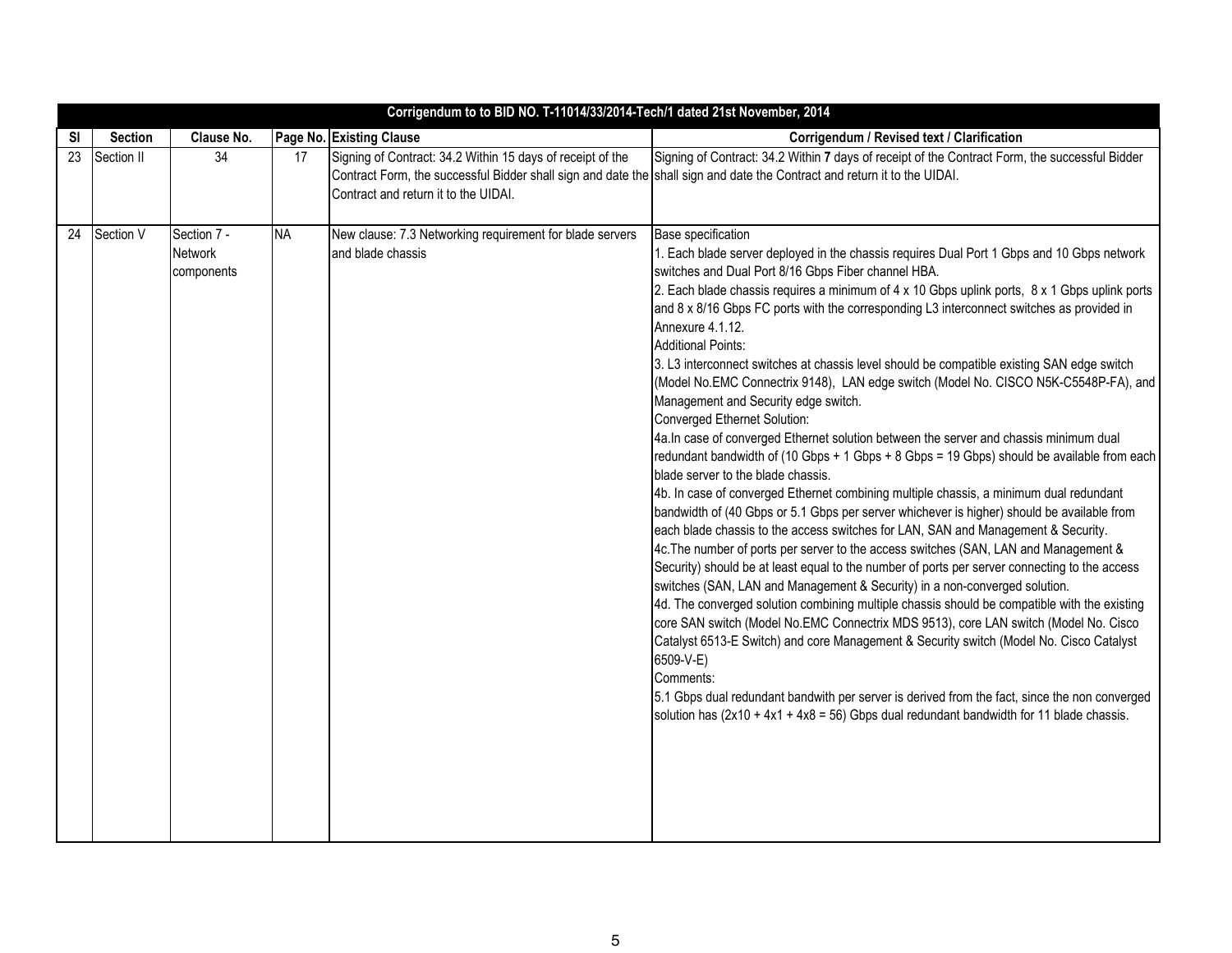| Corrigendum to to BID NO. T-11014/33/2014-Tech/1 dated 21st November, 2014 | | | | | |
|---|---|---|---|---|---|
| **Sl** | **Section** | **Clause No.** | **Page No.** | **Existing Clause** | **Corrigendum / Revised text / Clarification** |
| 23 | Section II | 34 | 17 | Signing of Contract: 34.2 Within 15 days of receipt of the Contract Form, the successful Bidder shall sign and date the Contract and return it to the UIDAI. | Signing of Contract: 34.2 Within **7** days of receipt of the Contract Form, the successful Bidder shall sign and date the Contract and return it to the UIDAI. |
| 24 | Section V | Section 7 - Network components | NA | New clause: 7.3 Networking requirement for blade servers and blade chassis | Base specification<br>1. Each blade server deployed in the chassis requires Dual Port 1 Gbps and 10 Gbps network switches and Dual Port 8/16 Gbps Fiber channel HBA.<br>2. Each blade chassis requires a minimum of 4 x 10 Gbps uplink ports, 8 x 1 Gbps uplink ports and 8 x 8/16 Gbps FC ports with the corresponding L3 interconnect switches as provided in Annexure 4.1.12.<br>Additional Points:<br>3. L3 interconnect switches at chassis level should be compatible existing SAN edge switch (Model No.EMC Connectrix 9148), LAN edge switch (Model No. CISCO N5K-C5548P-FA), and Management and Security edge switch.<br>Converged Ethernet Solution:<br>4a.In case of converged Ethernet solution between the server and chassis minimum dual redundant bandwidth of (10 Gbps + 1 Gbps + 8 Gbps = 19 Gbps) should be available from each blade server to the blade chassis.<br>4b. In case of converged Ethernet combining multiple chassis, a minimum dual redundant bandwidth of (40 Gbps or 5.1 Gbps per server whichever is higher) should be available from each blade chassis to the access switches for LAN, SAN and Management & Security.<br>4c.The number of ports per server to the access switches (SAN, LAN and Management & Security) should be at least equal to the number of ports per server connecting to the access switches (SAN, LAN and Management & Security) in a non-converged solution.<br>4d. The converged solution combining multiple chassis should be compatible with the existing core SAN switch (Model No.EMC Connectrix MDS 9513), core LAN switch (Model No. Cisco Catalyst 6513-E Switch) and core Management & Security switch (Model No. Cisco Catalyst 6509-V-E)<br>Comments:<br>5.1 Gbps dual redundant bandwith per server is derived from the fact, since the non converged solution has (2x10 + 4x1 + 4x8 = 56) Gbps dual redundant bandwidth for 11 blade chassis. |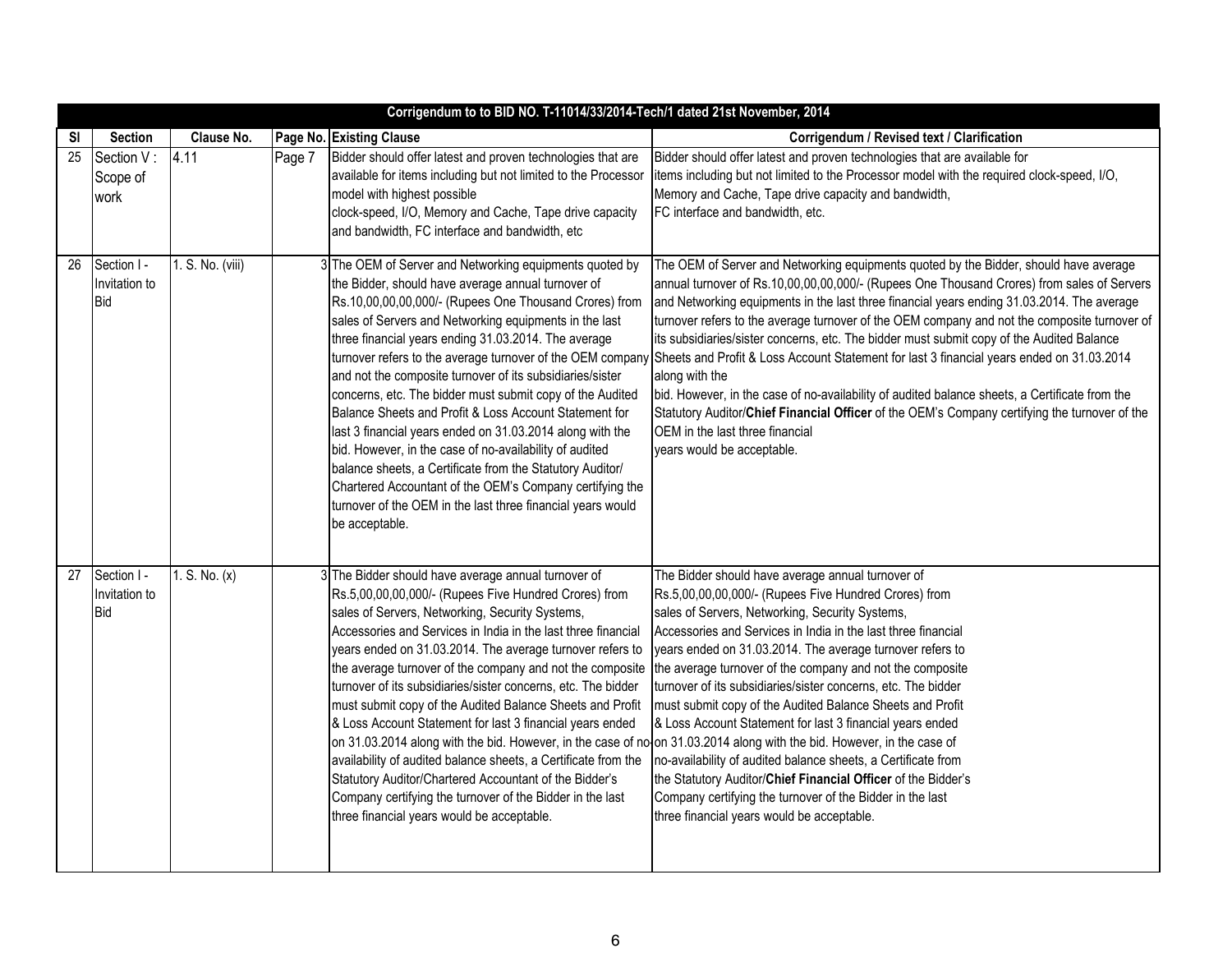| Corrigendum to to BID NO. T-11014/33/2014-Tech/1 dated 21st November, 2014 | | | | | |
|---|---|---|---|---|---|
| **Sl** | **Section** | **Clause No.** | **Page No.** | **Existing Clause** | **Corrigendum / Revised text / Clarification** |
| 25 | Section V : Scope of work | 4.11 | Page 7 | Bidder should offer latest and proven technologies that are available for items including but not limited to the Processor model with highest possible clock-speed, I/O, Memory and Cache, Tape drive capacity and bandwidth, FC interface and bandwidth, etc | Bidder should offer latest and proven technologies that are available for items including but not limited to the Processor model with the required clock-speed, I/O, Memory and Cache, Tape drive capacity and bandwidth, FC interface and bandwidth, etc. |
| 26 | Section I - Invitation to Bid | 1. S. No. (viii) | 3 | The OEM of Server and Networking equipments quoted by the Bidder, should have average annual turnover of Rs.10,00,00,00,000/- (Rupees One Thousand Crores) from sales of Servers and Networking equipments in the last three financial years ending 31.03.2014. The average turnover refers to the average turnover of the OEM company and not the composite turnover of its subsidiaries/sister concerns, etc. The bidder must submit copy of the Audited Balance Sheets and Profit & Loss Account Statement for last 3 financial years ended on 31.03.2014 along with the bid. However, in the case of no-availability of audited balance sheets, a Certificate from the Statutory Auditor/ Chartered Accountant of the OEM's Company certifying the turnover of the OEM in the last three financial years would be acceptable. | The OEM of Server and Networking equipments quoted by the Bidder, should have average annual turnover of Rs.10,00,00,00,000/- (Rupees One Thousand Crores) from sales of Servers and Networking equipments in the last three financial years ending 31.03.2014. The average turnover refers to the average turnover of the OEM company and not the composite turnover of its subsidiaries/sister concerns, etc. The bidder must submit copy of the Audited Balance Sheets and Profit & Loss Account Statement for last 3 financial years ended on 31.03.2014 along with the bid. However, in the case of no-availability of audited balance sheets, a Certificate from the Statutory Auditor/**Chief Financial Officer** of the OEM's Company certifying the turnover of the OEM in the last three financial years would be acceptable. |
| 27 | Section I - Invitation to Bid | 1. S. No. (x) | 3 | The Bidder should have average annual turnover of Rs.5,00,00,00,000/- (Rupees Five Hundred Crores) from sales of Servers, Networking, Security Systems, Accessories and Services in India in the last three financial years ended on 31.03.2014. The average turnover refers to the average turnover of the company and not the composite turnover of its subsidiaries/sister concerns, etc. The bidder must submit copy of the Audited Balance Sheets and Profit & Loss Account Statement for last 3 financial years ended on 31.03.2014 along with the bid. However, in the case of no-availability of audited balance sheets, a Certificate from the Statutory Auditor/Chartered Accountant of the Bidder's Company certifying the turnover of the Bidder in the last three financial years would be acceptable. | The Bidder should have average annual turnover of Rs.5,00,00,00,000/- (Rupees Five Hundred Crores) from sales of Servers, Networking, Security Systems, Accessories and Services in India in the last three financial years ended on 31.03.2014. The average turnover refers to the average turnover of the company and not the composite turnover of its subsidiaries/sister concerns, etc. The bidder must submit copy of the Audited Balance Sheets and Profit & Loss Account Statement for last 3 financial years ended on 31.03.2014 along with the bid. However, in the case of no-availability of audited balance sheets, a Certificate from the Statutory Auditor/**Chief Financial Officer** of the Bidder's Company certifying the turnover of the Bidder in the last three financial years would be acceptable. |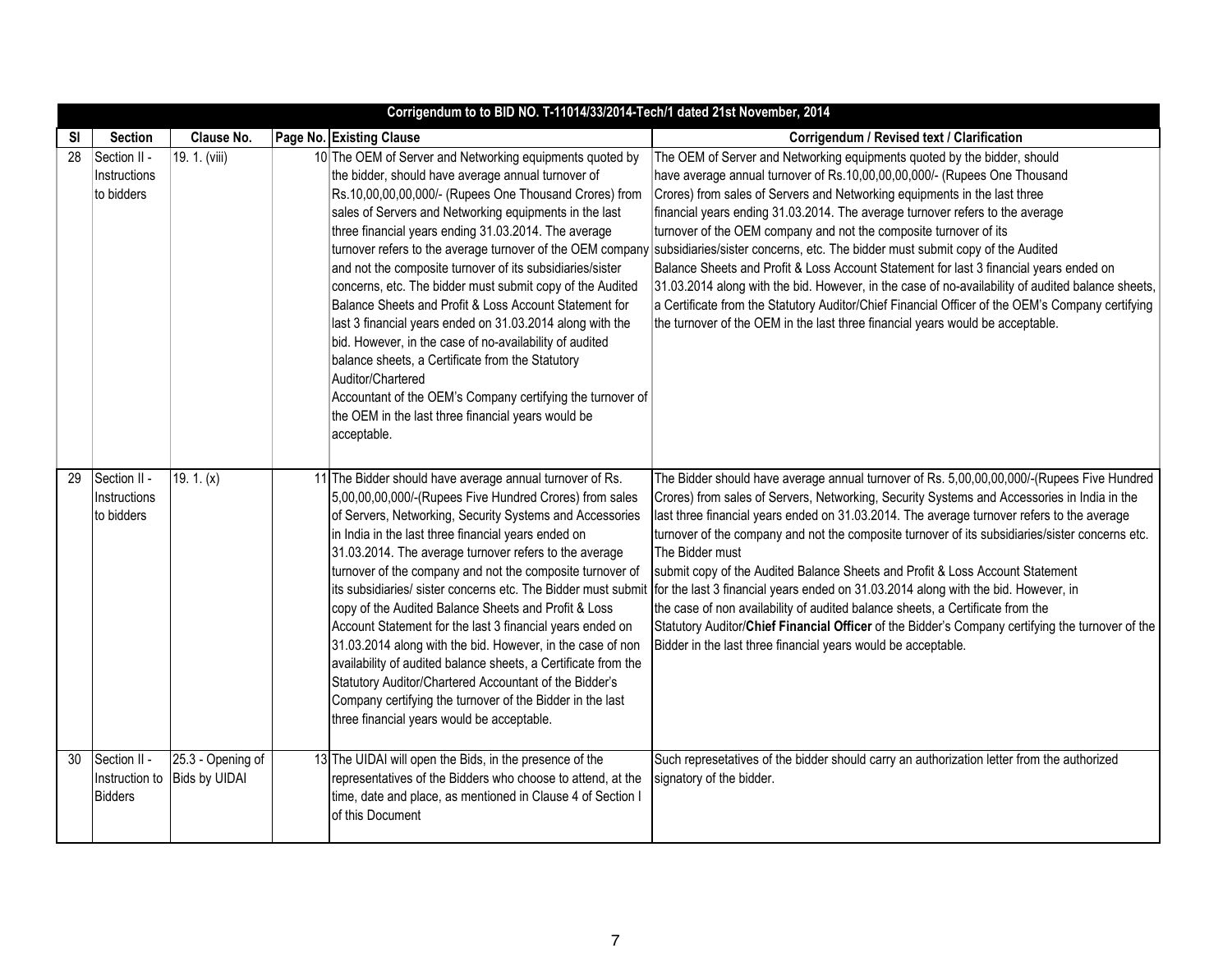| Corrigendum to to BID NO. T-11014/33/2014-Tech/1 dated 21st November, 2014 | | | | | |
|---|---|---|---|---|---|
| **Sl** | **Section** | **Clause No.** | **Page No.** | **Existing Clause** | **Corrigendum / Revised text / Clarification** |
| 28 | Section II - Instructions to bidders | 19. 1. (viii) | 10 | The OEM of Server and Networking equipments quoted by the bidder, should have average annual turnover of Rs.10,00,00,00,000/- (Rupees One Thousand Crores) from sales of Servers and Networking equipments in the last three financial years ending 31.03.2014. The average turnover refers to the average turnover of the OEM company and not the composite turnover of its subsidiaries/sister concerns, etc. The bidder must submit copy of the Audited Balance Sheets and Profit & Loss Account Statement for last 3 financial years ended on 31.03.2014 along with the bid. However, in the case of no-availability of audited balance sheets, a Certificate from the Statutory Auditor/Chartered Accountant of the OEM's Company certifying the turnover of the OEM in the last three financial years would be acceptable. | The OEM of Server and Networking equipments quoted by the bidder, should have average annual turnover of Rs.10,00,00,00,000/- (Rupees One Thousand Crores) from sales of Servers and Networking equipments in the last three financial years ending 31.03.2014. The average turnover refers to the average turnover of the OEM company and not the composite turnover of its subsidiaries/sister concerns, etc. The bidder must submit copy of the Audited Balance Sheets and Profit & Loss Account Statement for last 3 financial years ended on 31.03.2014 along with the bid. However, in the case of no-availability of audited balance sheets, a Certificate from the Statutory Auditor/Chief Financial Officer of the OEM's Company certifying the turnover of the OEM in the last three financial years would be acceptable. |
| 29 | Section II - Instructions to bidders | 19. 1. (x) | 11 | The Bidder should have average annual turnover of Rs. 5,00,00,00,000/-(Rupees Five Hundred Crores) from sales of Servers, Networking, Security Systems and Accessories in India in the last three financial years ended on 31.03.2014. The average turnover refers to the average turnover of the company and not the composite turnover of its subsidiaries/ sister concerns etc. The Bidder must submit copy of the Audited Balance Sheets and Profit & Loss Account Statement for the last 3 financial years ended on 31.03.2014 along with the bid. However, in the case of non availability of audited balance sheets, a Certificate from the Statutory Auditor/Chartered Accountant of the Bidder's Company certifying the turnover of the Bidder in the last three financial years would be acceptable. | The Bidder should have average annual turnover of Rs. 5,00,00,00,000/-(Rupees Five Hundred Crores) from sales of Servers, Networking, Security Systems and Accessories in India in the last three financial years ended on 31.03.2014. The average turnover refers to the average turnover of the company and not the composite turnover of its subsidiaries/sister concerns etc. The Bidder must submit copy of the Audited Balance Sheets and Profit & Loss Account Statement for the last 3 financial years ended on 31.03.2014 along with the bid. However, in the case of non availability of audited balance sheets, a Certificate from the Statutory Auditor/**Chief Financial Officer** of the Bidder's Company certifying the turnover of the Bidder in the last three financial years would be acceptable. |
| 30 | Section II - Instruction to Bidders | 25.3 - Opening of Bids by UIDAI | 13 | The UIDAI will open the Bids, in the presence of the representatives of the Bidders who choose to attend, at the time, date and place, as mentioned in Clause 4 of Section I of this Document | Such represetatives of the bidder should carry an authorization letter from the authorized signatory of the bidder. |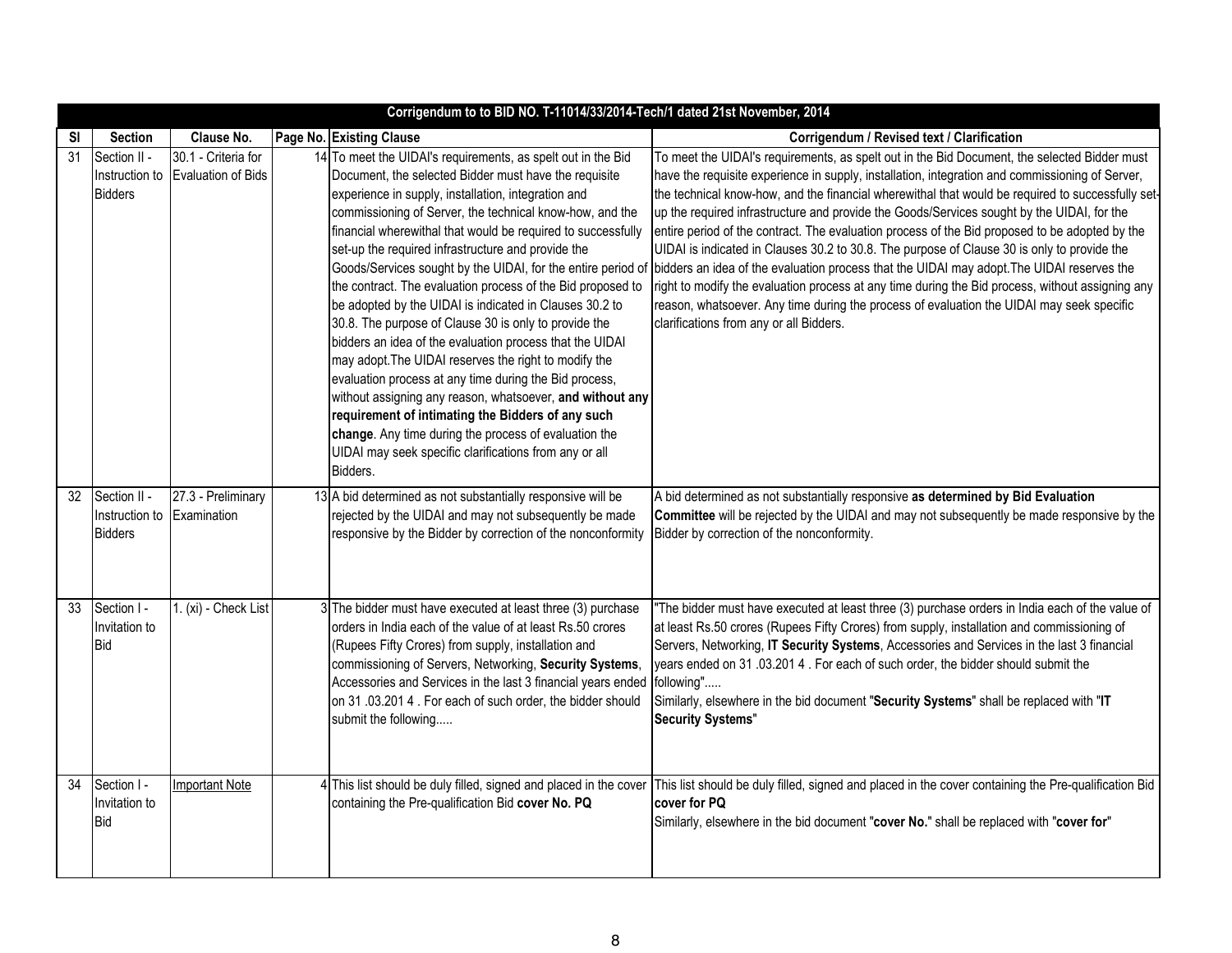| Corrigendum to to BID NO. T-11014/33/2014-Tech/1 dated 21st November, 2014 | | | | | |
|---|---|---|---|---|---|
| **Sl** | **Section** | **Clause No.** | **Page No.** | **Existing Clause** | **Corrigendum / Revised text / Clarification** |
| 31 | Section II - Instruction to Bidders | 30.1 - Criteria for Evaluation of Bids | 14 | To meet the UIDAI's requirements, as spelt out in the Bid Document, the selected Bidder must have the requisite experience in supply, installation, integration and commissioning of Server, the technical know-how, and the financial wherewithal that would be required to successfully set-up the required infrastructure and provide the Goods/Services sought by the UIDAI, for the entire period of the contract. The evaluation process of the Bid proposed to be adopted by the UIDAI is indicated in Clauses 30.2 to 30.8. The purpose of Clause 30 is only to provide the bidders an idea of the evaluation process that the UIDAI may adopt.The UIDAI reserves the right to modify the evaluation process at any time during the Bid process, without assigning any reason, whatsoever, **and without any requirement of intimating the Bidders of any such change**. Any time during the process of evaluation the UIDAI may seek specific clarifications from any or all Bidders. | To meet the UIDAI's requirements, as spelt out in the Bid Document, the selected Bidder must have the requisite experience in supply, installation, integration and commissioning of Server, the technical know-how, and the financial wherewithal that would be required to successfully set-up the required infrastructure and provide the Goods/Services sought by the UIDAI, for the entire period of the contract. The evaluation process of the Bid proposed to be adopted by the UIDAI is indicated in Clauses 30.2 to 30.8. The purpose of Clause 30 is only to provide the bidders an idea of the evaluation process that the UIDAI may adopt.The UIDAI reserves the right to modify the evaluation process at any time during the Bid process, without assigning any reason, whatsoever. Any time during the process of evaluation the UIDAI may seek specific clarifications from any or all Bidders. |
| 32 | Section II - Instruction to Bidders | 27.3 - Preliminary Examination | 13 | A bid determined as not substantially responsive will be rejected by the UIDAI and may not subsequently be made responsive by the Bidder by correction of the nonconformity | A bid determined as not substantially responsive **as determined by Bid Evaluation Committee** will be rejected by the UIDAI and may not subsequently be made responsive by the Bidder by correction of the nonconformity. |
| 33 | Section I - Invitation to Bid | 1. (xi) - Check List | 3 | The bidder must have executed at least three (3) purchase orders in India each of the value of at least Rs.50 crores (Rupees Fifty Crores) from supply, installation and commissioning of Servers, Networking, **Security Systems**, Accessories and Services in the last 3 financial years ended on 31 .03.201 4 . For each of such order, the bidder should submit the following..... | "The bidder must have executed at least three (3) purchase orders in India each of the value of at least Rs.50 crores (Rupees Fifty Crores) from supply, installation and commissioning of Servers, Networking, **IT Security Systems**, Accessories and Services in the last 3 financial years ended on 31 .03.201 4 . For each of such order, the bidder should submit the following".....<br>Similarly, elsewhere in the bid document "**Security Systems**" shall be replaced with "**IT Security Systems**" |
| 34 | Section I - Invitation to Bid | Important Note | 4 | This list should be duly filled, signed and placed in the cover containing the Pre-qualification Bid **cover No. PQ** | This list should be duly filled, signed and placed in the cover containing the Pre-qualification Bid **cover for PQ**<br>Similarly, elsewhere in the bid document "**cover No.**" shall be replaced with "**cover for**" |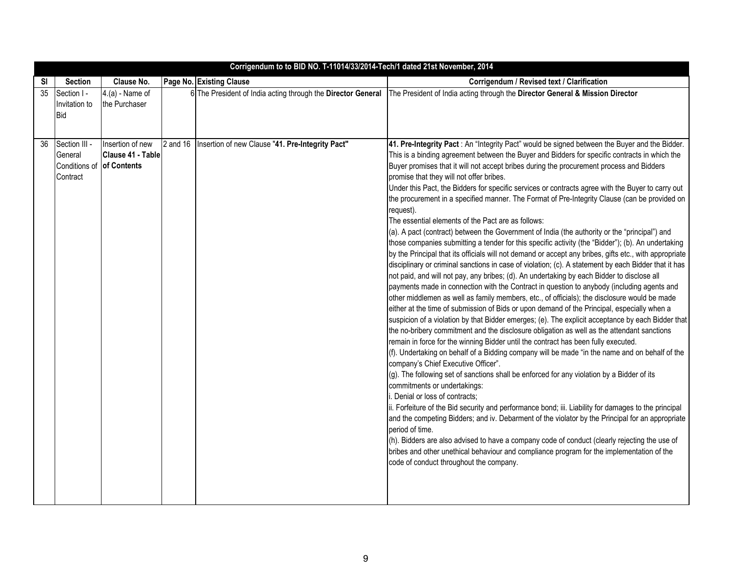**Corrigendum to to BID NO. T-11014/33/2014-Tech/1 dated 21st November, 2014**

| Sl | Section | Clause No. | Page No. | Existing Clause | Corrigendum / Revised text / Clarification |
|---|---|---|---|---|---|
| 35 | Section I - Invitation to Bid | 4.(a) - Name of the Purchaser | 6 | The President of India acting through the **Director General** | The President of India acting through the **Director General & Mission Director** |
| 36 | Section III - General Conditions of Contract | Insertion of new **Clause 41 - Table of Contents** | 2 and 16 | Insertion of new Clause "**41. Pre-Integrity Pact"** | **41. Pre-Integrity Pact** : An "Integrity Pact" would be signed between the Buyer and the Bidder. This is a binding agreement between the Buyer and Bidders for specific contracts in which the Buyer promises that it will not accept bribes during the procurement process and Bidders promise that they will not offer bribes.<br>Under this Pact, the Bidders for specific services or contracts agree with the Buyer to carry out the procurement in a specified manner. The Format of Pre-Integrity Clause (can be provided on request).<br>The essential elements of the Pact are as follows:<br>(a). A pact (contract) between the Government of India (the authority or the "principal") and those companies submitting a tender for this specific activity (the "Bidder"); (b). An undertaking by the Principal that its officials will not demand or accept any bribes, gifts etc., with appropriate disciplinary or criminal sanctions in case of violation; (c). A statement by each Bidder that it has not paid, and will not pay, any bribes; (d). An undertaking by each Bidder to disclose all payments made in connection with the Contract in question to anybody (including agents and other middlemen as well as family members, etc., of officials); the disclosure would be made either at the time of submission of Bids or upon demand of the Principal, especially when a suspicion of a violation by that Bidder emerges; (e). The explicit acceptance by each Bidder that the no-bribery commitment and the disclosure obligation as well as the attendant sanctions remain in force for the winning Bidder until the contract has been fully executed.<br>(f). Undertaking on behalf of a Bidding company will be made "in the name and on behalf of the company's Chief Executive Officer".<br>(g). The following set of sanctions shall be enforced for any violation by a Bidder of its commitments or undertakings:<br>i. Denial or loss of contracts;<br>ii. Forfeiture of the Bid security and performance bond; iii. Liability for damages to the principal and the competing Bidders; and iv. Debarment of the violator by the Principal for an appropriate period of time.<br>(h). Bidders are also advised to have a company code of conduct (clearly rejecting the use of bribes and other unethical behaviour and compliance program for the implementation of the code of conduct throughout the company. |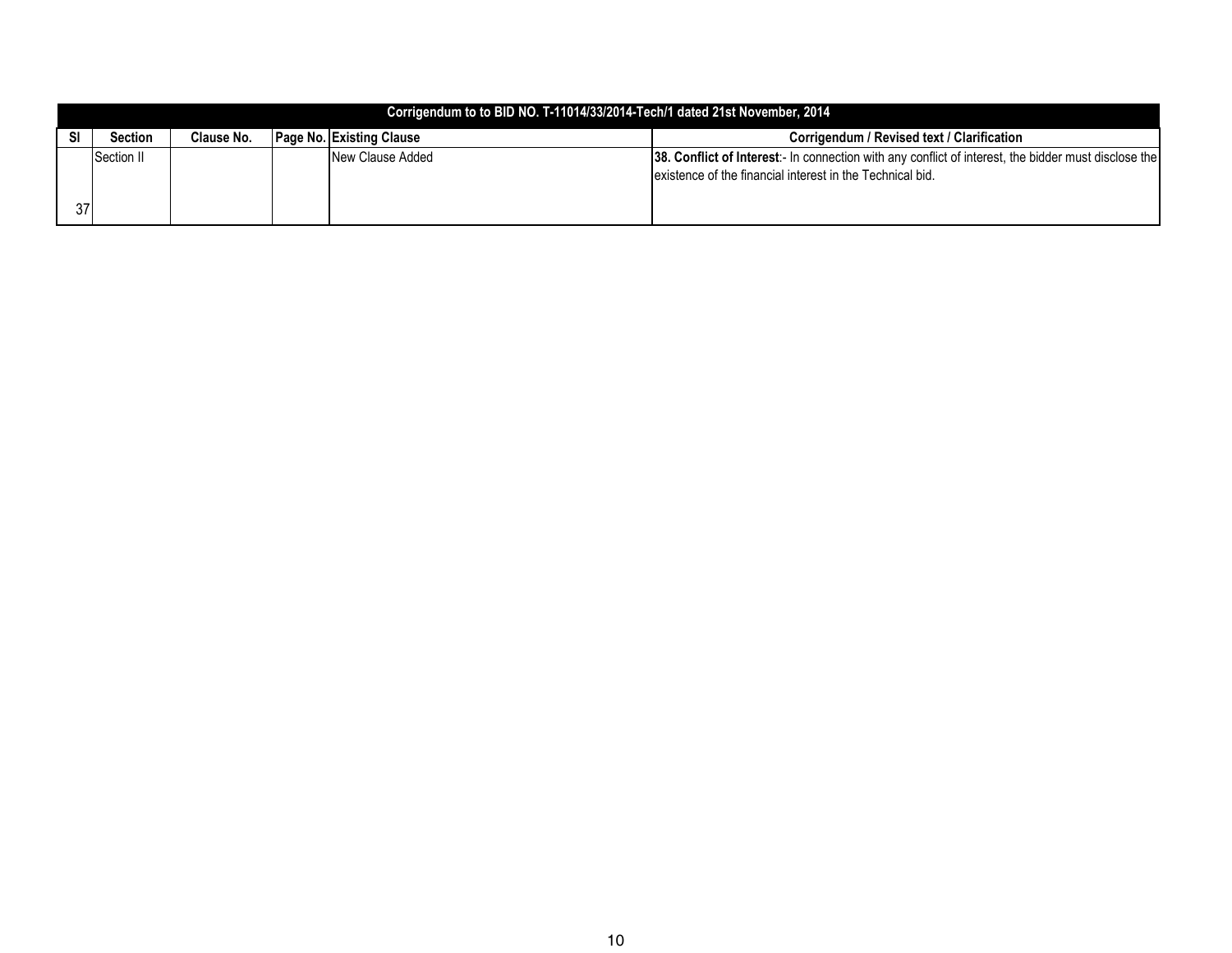| Corrigendum to to BID NO. T-11014/33/2014-Tech/1 dated 21st November, 2014 | | | | | |
|---|---|---|---|---|---|
| Sl | Section | Clause No. | Page No. | Existing Clause | Corrigendum / Revised text / Clarification |
| 37 | Section II | | | New Clause Added | **38. Conflict of Interest**:- In connection with any conflict of interest, the bidder must disclose the existence of the financial interest in the Technical bid. |